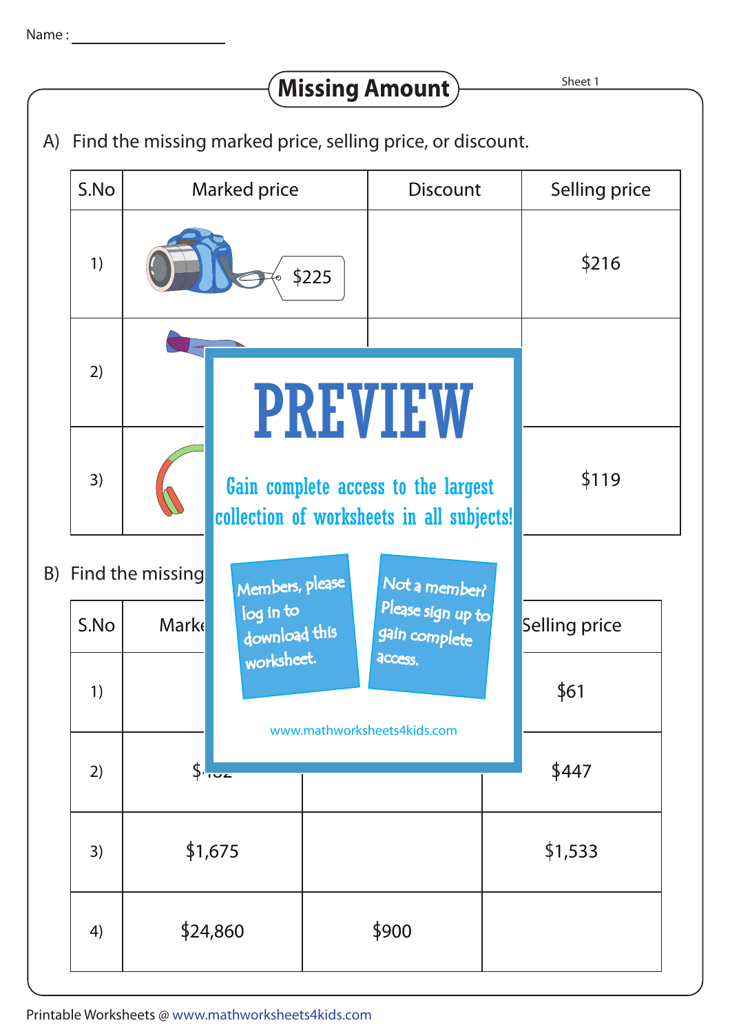Name : ___________________

# Missing Amount

Sheet 1

A) Find the missing marked price, selling price, or discount.

| S.No | Marked price | Discount | Selling price |
|---|---|---|---|
| 1) | $225 | | $216 |
| 2) | | | |
| 3) | | | $119 |

PREVIEW

Gain complete access to the largest collection of worksheets in all subjects!

Members, please log in to download this worksheet.

Not a member? Please sign up to gain complete access.

www.mathworksheets4kids.com

B) Find the missing

| S.No | Marke | | Selling price |
|---|---|---|---|
| 1) | | | $61 |
| 2) | $4 | | $447 |
| 3) | $1,675 | | $1,533 |
| 4) | $24,860 | $900 | |

Printable Worksheets @ www.mathworksheets4kids.com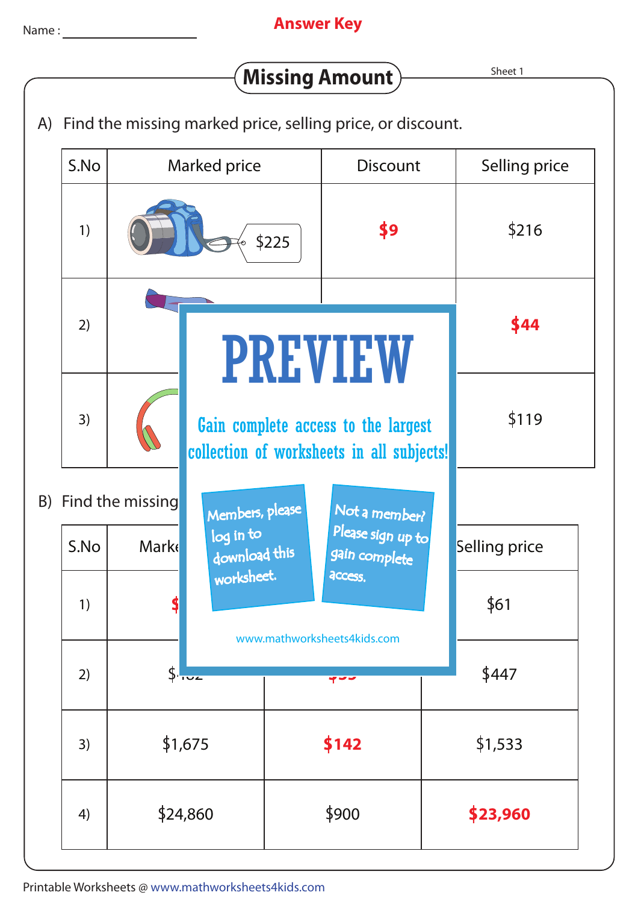Name : ________________

**Answer Key**

# Missing Amount

Sheet 1

A) Find the missing marked price, selling price, or discount.

| S.No | Marked price | Discount | Selling price |
|---|---|---|---|
| 1) | $225 | **$9** | $216 |
| 2) | | | **$44** |
| 3) | | | $119 |

PREVIEW

Gain complete access to the largest collection of worksheets in all subjects!

Members, please log in to download this worksheet.

Not a member? Please sign up to gain complete access.

www.mathworksheets4kids.com

B) Find the missing

| S.No | Marke | | Selling price |
|---|---|---|---|
| 1) | **$** | | $61 |
| 2) | $4 | **$3** | $447 |
| 3) | $1,675 | **$142** | $1,533 |
| 4) | $24,860 | $900 | **$23,960** |

Printable Worksheets @ www.mathworksheets4kids.com